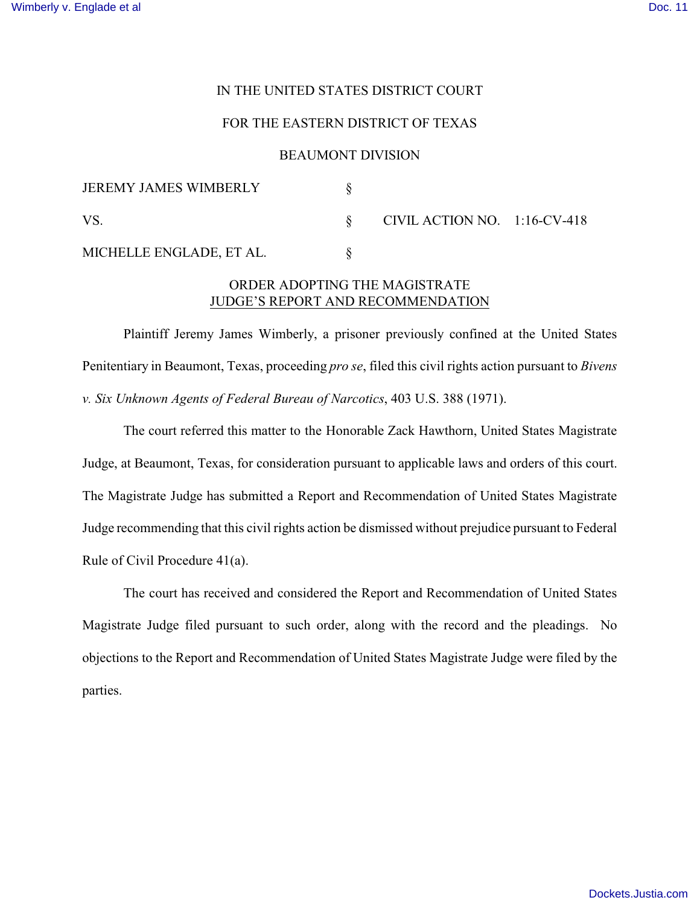IN THE UNITED STATES DISTRICT COURT

FOR THE EASTERN DISTRICT OF TEXAS

BEAUMONT DIVISION

| | | |
|---|---|---|
| JEREMY JAMES WIMBERLY | § | |
| VS. | § | CIVIL ACTION NO. 1:16-CV-418 |
| MICHELLE ENGLADE, ET AL. | § | |

## ORDER ADOPTING THE MAGISTRATE JUDGE'S REPORT AND RECOMMENDATION

Plaintiff Jeremy James Wimberly, a prisoner previously confined at the United States Penitentiary in Beaumont, Texas, proceeding *pro se*, filed this civil rights action pursuant to *Bivens v. Six Unknown Agents of Federal Bureau of Narcotics*, 403 U.S. 388 (1971).

The court referred this matter to the Honorable Zack Hawthorn, United States Magistrate Judge, at Beaumont, Texas, for consideration pursuant to applicable laws and orders of this court. The Magistrate Judge has submitted a Report and Recommendation of United States Magistrate Judge recommending that this civil rights action be dismissed without prejudice pursuant to Federal Rule of Civil Procedure 41(a).

The court has received and considered the Report and Recommendation of United States Magistrate Judge filed pursuant to such order, along with the record and the pleadings. No objections to the Report and Recommendation of United States Magistrate Judge were filed by the parties.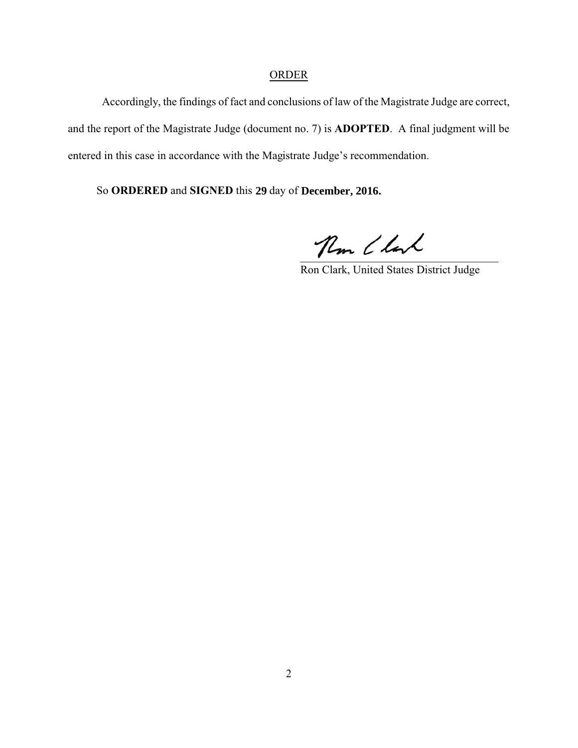## ORDER

Accordingly, the findings of fact and conclusions of law of the Magistrate Judge are correct, and the report of the Magistrate Judge (document no. 7) is **ADOPTED**. A final judgment will be entered in this case in accordance with the Magistrate Judge's recommendation.

So **ORDERED** and **SIGNED** this **29** day of **December, 2016.**

Ron Clark, United States District Judge